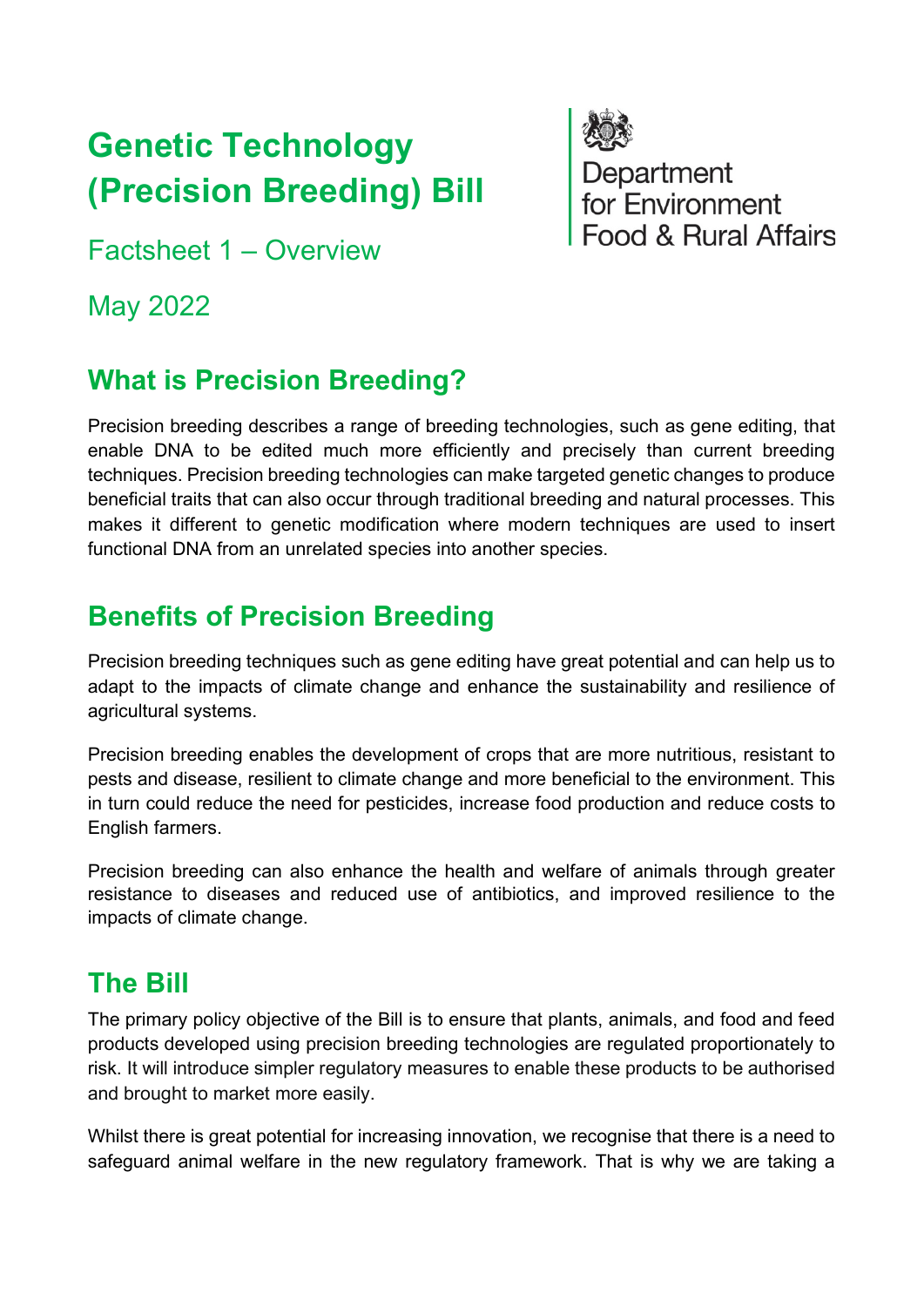# Genetic Technology (Precision Breeding) Bill

Department for Environment Food & Rural Affairs

Factsheet 1 – Overview

May 2022

## What is Precision Breeding?

Precision breeding describes a range of breeding technologies, such as gene editing, that enable DNA to be edited much more efficiently and precisely than current breeding techniques. Precision breeding technologies can make targeted genetic changes to produce beneficial traits that can also occur through traditional breeding and natural processes. This makes it different to genetic modification where modern techniques are used to insert functional DNA from an unrelated species into another species.

## Benefits of Precision Breeding

Precision breeding techniques such as gene editing have great potential and can help us to adapt to the impacts of climate change and enhance the sustainability and resilience of agricultural systems.

Precision breeding enables the development of crops that are more nutritious, resistant to pests and disease, resilient to climate change and more beneficial to the environment. This in turn could reduce the need for pesticides, increase food production and reduce costs to English farmers.

Precision breeding can also enhance the health and welfare of animals through greater resistance to diseases and reduced use of antibiotics, and improved resilience to the impacts of climate change.

## The Bill

The primary policy objective of the Bill is to ensure that plants, animals, and food and feed products developed using precision breeding technologies are regulated proportionately to risk. It will introduce simpler regulatory measures to enable these products to be authorised and brought to market more easily.

Whilst there is great potential for increasing innovation, we recognise that there is a need to safeguard animal welfare in the new regulatory framework. That is why we are taking a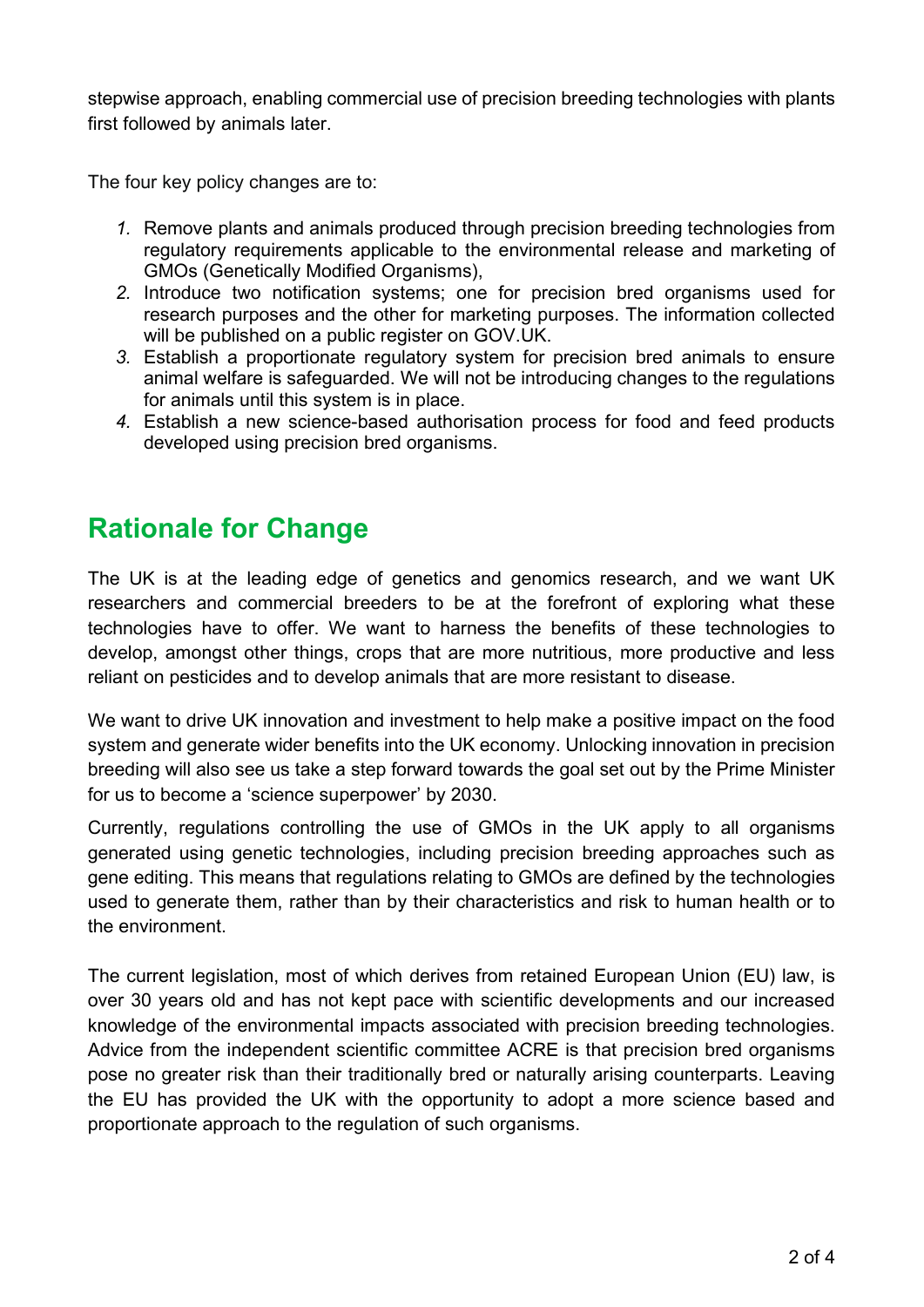stepwise approach, enabling commercial use of precision breeding technologies with plants first followed by animals later.

The four key policy changes are to:

1. Remove plants and animals produced through precision breeding technologies from regulatory requirements applicable to the environmental release and marketing of GMOs (Genetically Modified Organisms),
2. Introduce two notification systems; one for precision bred organisms used for research purposes and the other for marketing purposes. The information collected will be published on a public register on GOV.UK.
3. Establish a proportionate regulatory system for precision bred animals to ensure animal welfare is safeguarded. We will not be introducing changes to the regulations for animals until this system is in place.
4. Establish a new science-based authorisation process for food and feed products developed using precision bred organisms.

## Rationale for Change

The UK is at the leading edge of genetics and genomics research, and we want UK researchers and commercial breeders to be at the forefront of exploring what these technologies have to offer. We want to harness the benefits of these technologies to develop, amongst other things, crops that are more nutritious, more productive and less reliant on pesticides and to develop animals that are more resistant to disease.

We want to drive UK innovation and investment to help make a positive impact on the food system and generate wider benefits into the UK economy. Unlocking innovation in precision breeding will also see us take a step forward towards the goal set out by the Prime Minister for us to become a 'science superpower' by 2030.

Currently, regulations controlling the use of GMOs in the UK apply to all organisms generated using genetic technologies, including precision breeding approaches such as gene editing. This means that regulations relating to GMOs are defined by the technologies used to generate them, rather than by their characteristics and risk to human health or to the environment.

The current legislation, most of which derives from retained European Union (EU) law, is over 30 years old and has not kept pace with scientific developments and our increased knowledge of the environmental impacts associated with precision breeding technologies. Advice from the independent scientific committee ACRE is that precision bred organisms pose no greater risk than their traditionally bred or naturally arising counterparts. Leaving the EU has provided the UK with the opportunity to adopt a more science based and proportionate approach to the regulation of such organisms.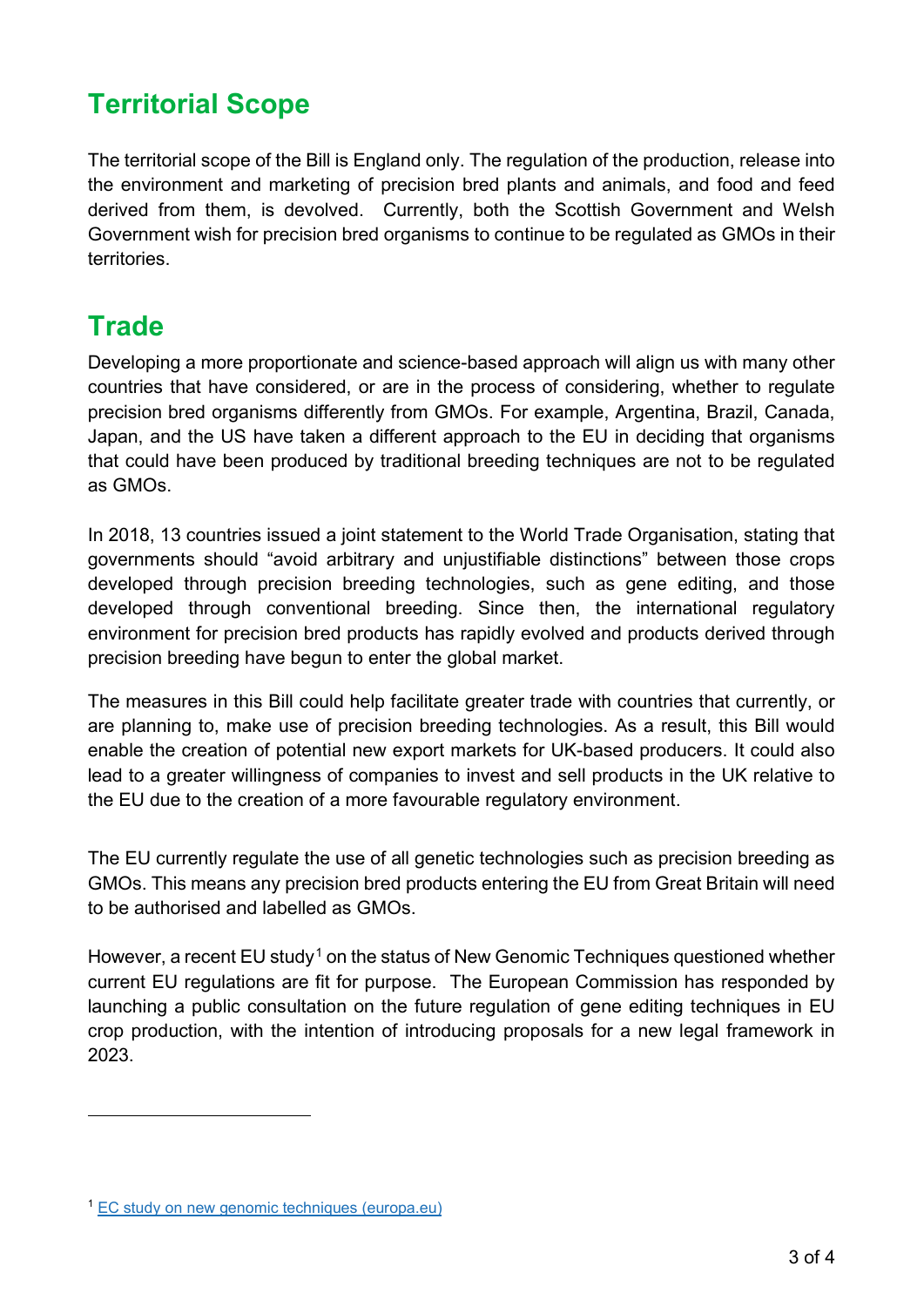## Territorial Scope

The territorial scope of the Bill is England only. The regulation of the production, release into the environment and marketing of precision bred plants and animals, and food and feed derived from them, is devolved. Currently, both the Scottish Government and Welsh Government wish for precision bred organisms to continue to be regulated as GMOs in their territories.

## Trade

Developing a more proportionate and science-based approach will align us with many other countries that have considered, or are in the process of considering, whether to regulate precision bred organisms differently from GMOs. For example, Argentina, Brazil, Canada, Japan, and the US have taken a different approach to the EU in deciding that organisms that could have been produced by traditional breeding techniques are not to be regulated as GMOs.

In 2018, 13 countries issued a joint statement to the World Trade Organisation, stating that governments should "avoid arbitrary and unjustifiable distinctions" between those crops developed through precision breeding technologies, such as gene editing, and those developed through conventional breeding. Since then, the international regulatory environment for precision bred products has rapidly evolved and products derived through precision breeding have begun to enter the global market.

The measures in this Bill could help facilitate greater trade with countries that currently, or are planning to, make use of precision breeding technologies. As a result, this Bill would enable the creation of potential new export markets for UK-based producers. It could also lead to a greater willingness of companies to invest and sell products in the UK relative to the EU due to the creation of a more favourable regulatory environment.

The EU currently regulate the use of all genetic technologies such as precision breeding as GMOs. This means any precision bred products entering the EU from Great Britain will need to be authorised and labelled as GMOs.

However, a recent EU study[1] on the status of New Genomic Techniques questioned whether current EU regulations are fit for purpose. The European Commission has responded by launching a public consultation on the future regulation of gene editing techniques in EU crop production, with the intention of introducing proposals for a new legal framework in 2023.

---

[1] EC study on new genomic techniques (europa.eu)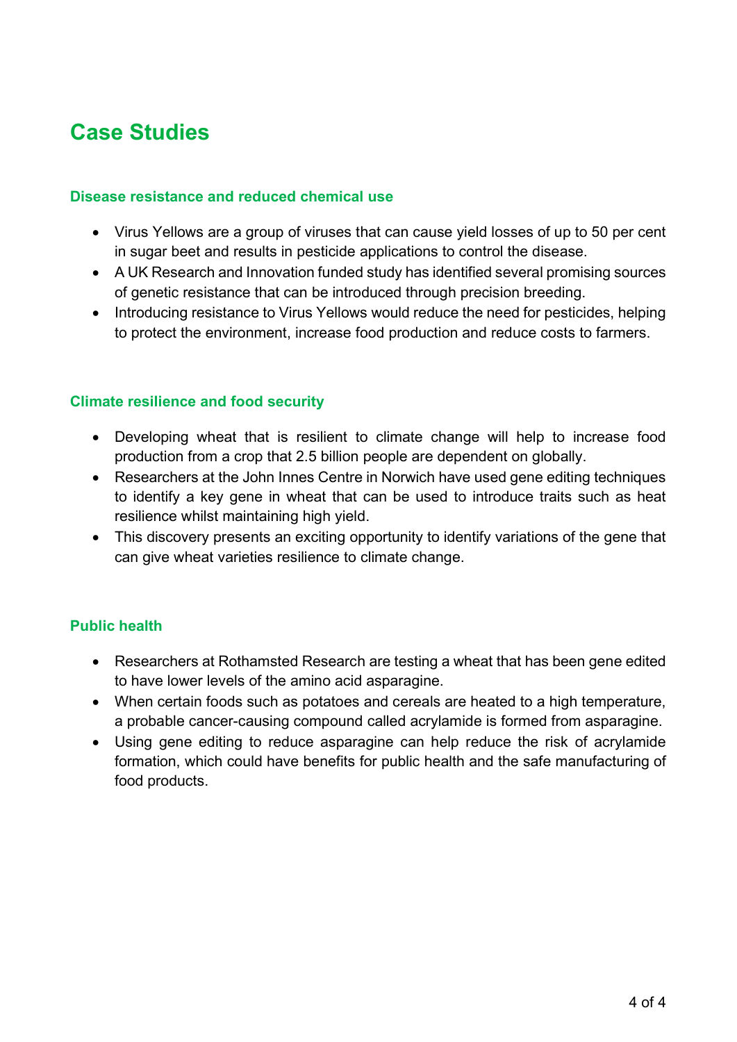# Case Studies

## Disease resistance and reduced chemical use

- Virus Yellows are a group of viruses that can cause yield losses of up to 50 per cent in sugar beet and results in pesticide applications to control the disease.
- A UK Research and Innovation funded study has identified several promising sources of genetic resistance that can be introduced through precision breeding.
- Introducing resistance to Virus Yellows would reduce the need for pesticides, helping to protect the environment, increase food production and reduce costs to farmers.

## Climate resilience and food security

- Developing wheat that is resilient to climate change will help to increase food production from a crop that 2.5 billion people are dependent on globally.
- Researchers at the John Innes Centre in Norwich have used gene editing techniques to identify a key gene in wheat that can be used to introduce traits such as heat resilience whilst maintaining high yield.
- This discovery presents an exciting opportunity to identify variations of the gene that can give wheat varieties resilience to climate change.

## Public health

- Researchers at Rothamsted Research are testing a wheat that has been gene edited to have lower levels of the amino acid asparagine.
- When certain foods such as potatoes and cereals are heated to a high temperature, a probable cancer-causing compound called acrylamide is formed from asparagine.
- Using gene editing to reduce asparagine can help reduce the risk of acrylamide formation, which could have benefits for public health and the safe manufacturing of food products.